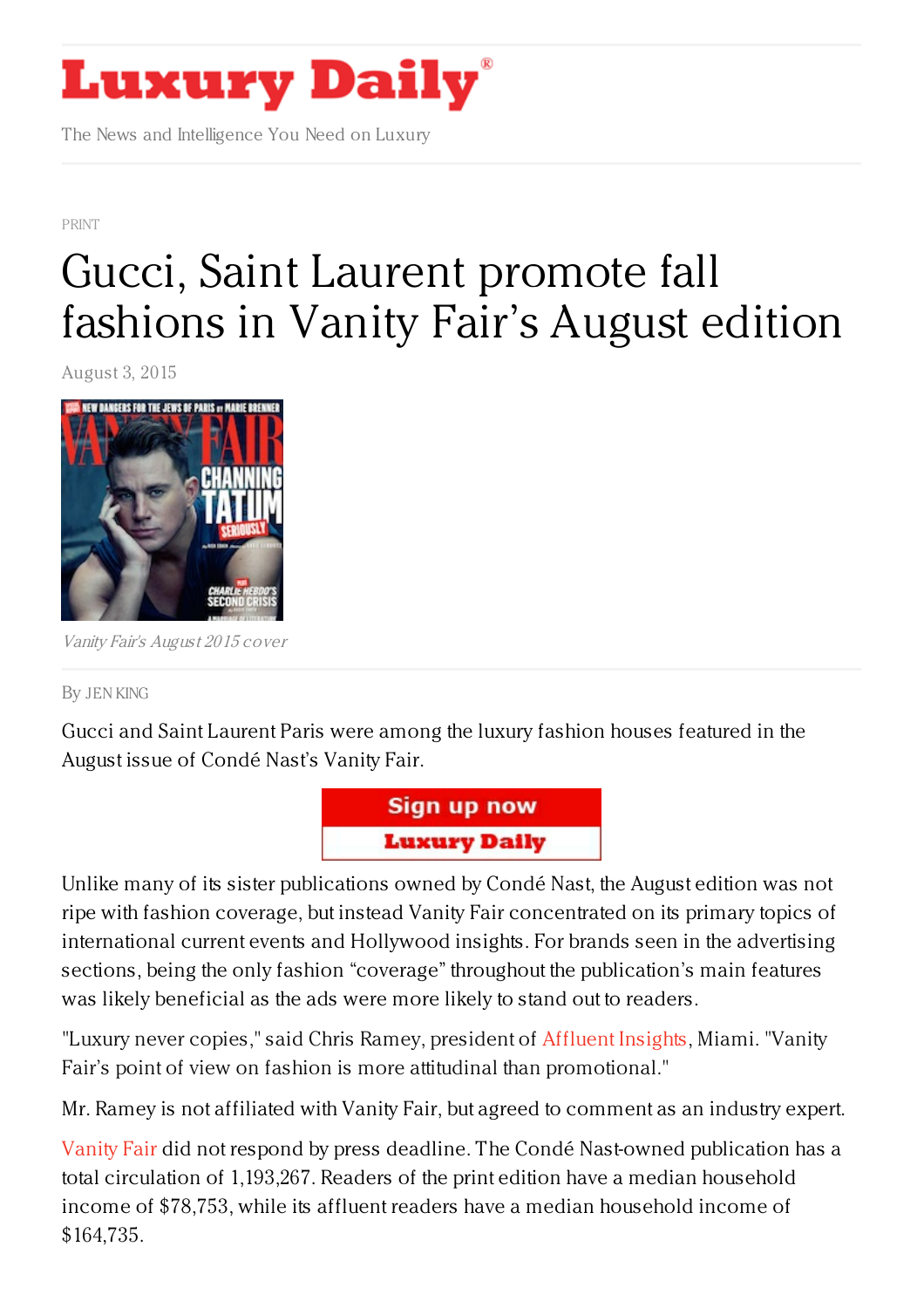# Luxury Daily

The News and Intelligence You Need on Luxury

PRINT

# Gucci, Saint Laurent promote fall fashions in Vanity Fair's August edition

August 3, 2015

*Vanity Fair's August 2015 cover*

By JEN KING

Gucci and Saint Laurent Paris were among the luxury fashion houses featured in the August issue of Condé Nast's Vanity Fair.

Unlike many of its sister publications owned by Condé Nast, the August edition was not ripe with fashion coverage, but instead Vanity Fair concentrated on its primary topics of international current events and Hollywood insights. For brands seen in the advertising sections, being the only fashion "coverage" throughout the publication's main features was likely beneficial as the ads were more likely to stand out to readers.

"Luxury never copies," said Chris Ramey, president of Affluent Insights, Miami. "Vanity Fair's point of view on fashion is more attitudinal than promotional."

Mr. Ramey is not affiliated with Vanity Fair, but agreed to comment as an industry expert.

Vanity Fair did not respond by press deadline. The Condé Nast-owned publication has a total circulation of 1,193,267. Readers of the print edition have a median household income of $78,753, while its affluent readers have a median household income of $164,735.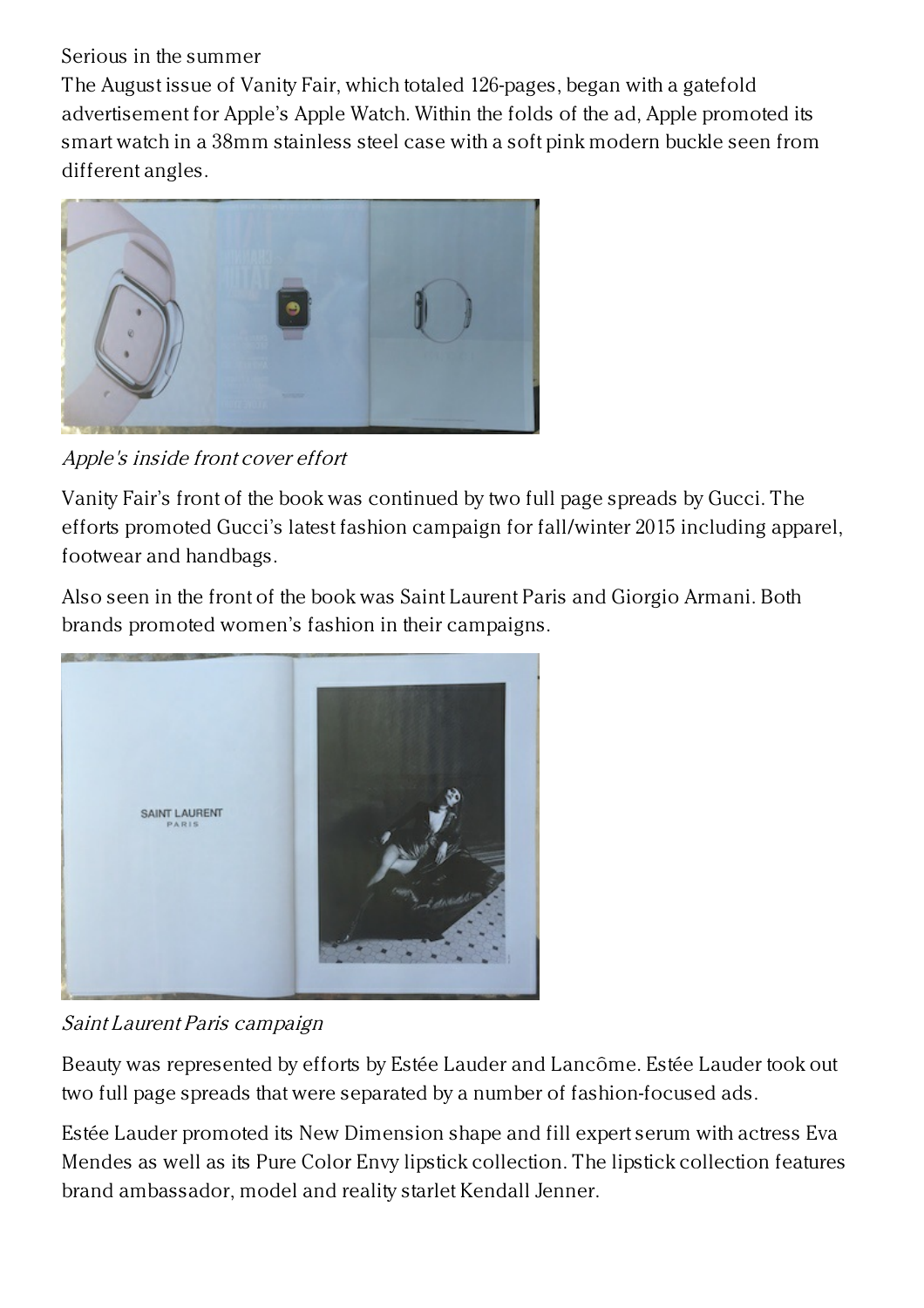Serious in the summer

The August issue of Vanity Fair, which totaled 126-pages, began with a gatefold advertisement for Apple's Apple Watch. Within the folds of the ad, Apple promoted its smart watch in a 38mm stainless steel case with a soft pink modern buckle seen from different angles.

*Apple's inside front cover effort*

Vanity Fair's front of the book was continued by two full page spreads by Gucci. The efforts promoted Gucci's latest fashion campaign for fall/winter 2015 including apparel, footwear and handbags.

Also seen in the front of the book was Saint Laurent Paris and Giorgio Armani. Both brands promoted women's fashion in their campaigns.

*Saint Laurent Paris campaign*

Beauty was represented by efforts by Estée Lauder and Lancôme. Estée Lauder took out two full page spreads that were separated by a number of fashion-focused ads.

Estée Lauder promoted its New Dimension shape and fill expert serum with actress Eva Mendes as well as its Pure Color Envy lipstick collection. The lipstick collection features brand ambassador, model and reality starlet Kendall Jenner.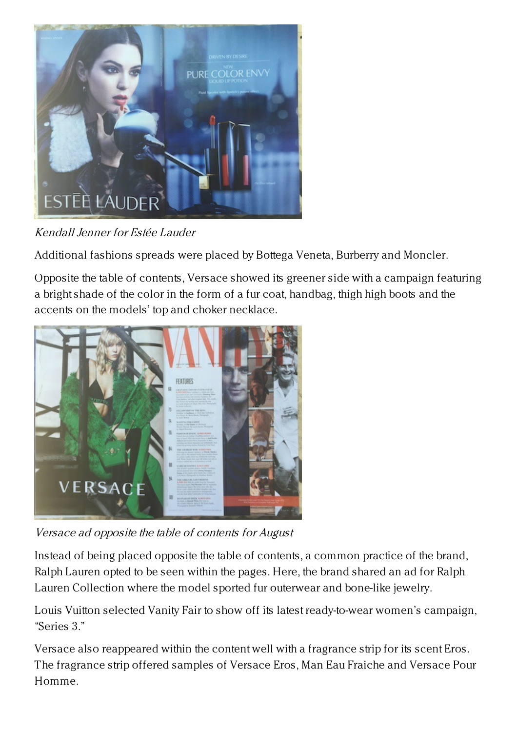*Kendall Jenner for Estée Lauder*

Additional fashions spreads were placed by Bottega Veneta, Burberry and Moncler.

Opposite the table of contents, Versace showed its greener side with a campaign featuring a bright shade of the color in the form of a fur coat, handbag, thigh high boots and the accents on the models' top and choker necklace.

*Versace ad opposite the table of contents for August*

Instead of being placed opposite the table of contents, a common practice of the brand, Ralph Lauren opted to be seen within the pages. Here, the brand shared an ad for Ralph Lauren Collection where the model sported fur outerwear and bone-like jewelry.

Louis Vuitton selected Vanity Fair to show off its latest ready-to-wear women's campaign, "Series 3."

Versace also reappeared within the content well with a fragrance strip for its scent Eros. The fragrance strip offered samples of Versace Eros, Man Eau Fraiche and Versace Pour Homme.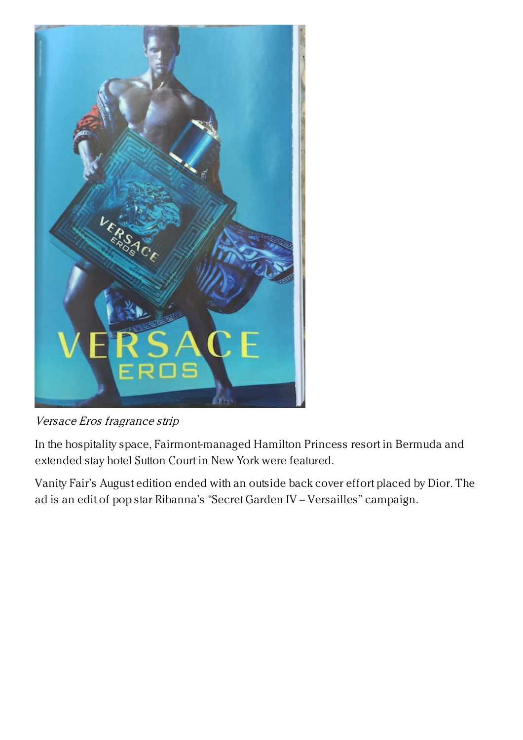*Versace Eros fragrance strip*

In the hospitality space, Fairmont-managed Hamilton Princess resort in Bermuda and extended stay hotel Sutton Court in New York were featured.

Vanity Fair's August edition ended with an outside back cover effort placed by Dior. The ad is an edit of pop star Rihanna's "Secret Garden IV – Versailles" campaign.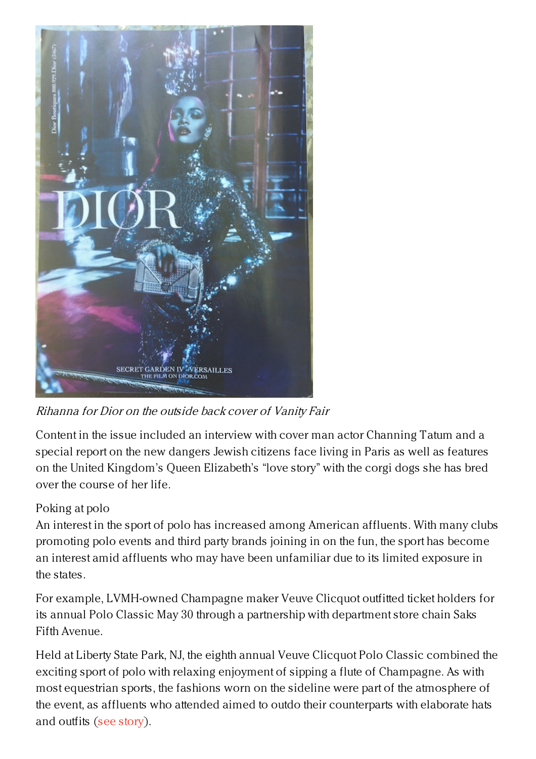*Rihanna for Dior on the outside back cover of Vanity Fair*

Content in the issue included an interview with cover man actor Channing Tatum and a special report on the new dangers Jewish citizens face living in Paris as well as features on the United Kingdom's Queen Elizabeth's "love story" with the corgi dogs she has bred over the course of her life.

Poking at polo

An interest in the sport of polo has increased among American affluents. With many clubs promoting polo events and third party brands joining in on the fun, the sport has become an interest amid affluents who may have been unfamiliar due to its limited exposure in the states.

For example, LVMH-owned Champagne maker Veuve Clicquot outfitted ticket holders for its annual Polo Classic May 30 through a partnership with department store chain Saks Fifth Avenue.

Held at Liberty State Park, NJ, the eighth annual Veuve Clicquot Polo Classic combined the exciting sport of polo with relaxing enjoyment of sipping a flute of Champagne. As with most equestrian sports, the fashions worn on the sideline were part of the atmosphere of the event, as affluents who attended aimed to outdo their counterparts with elaborate hats and outfits (see story).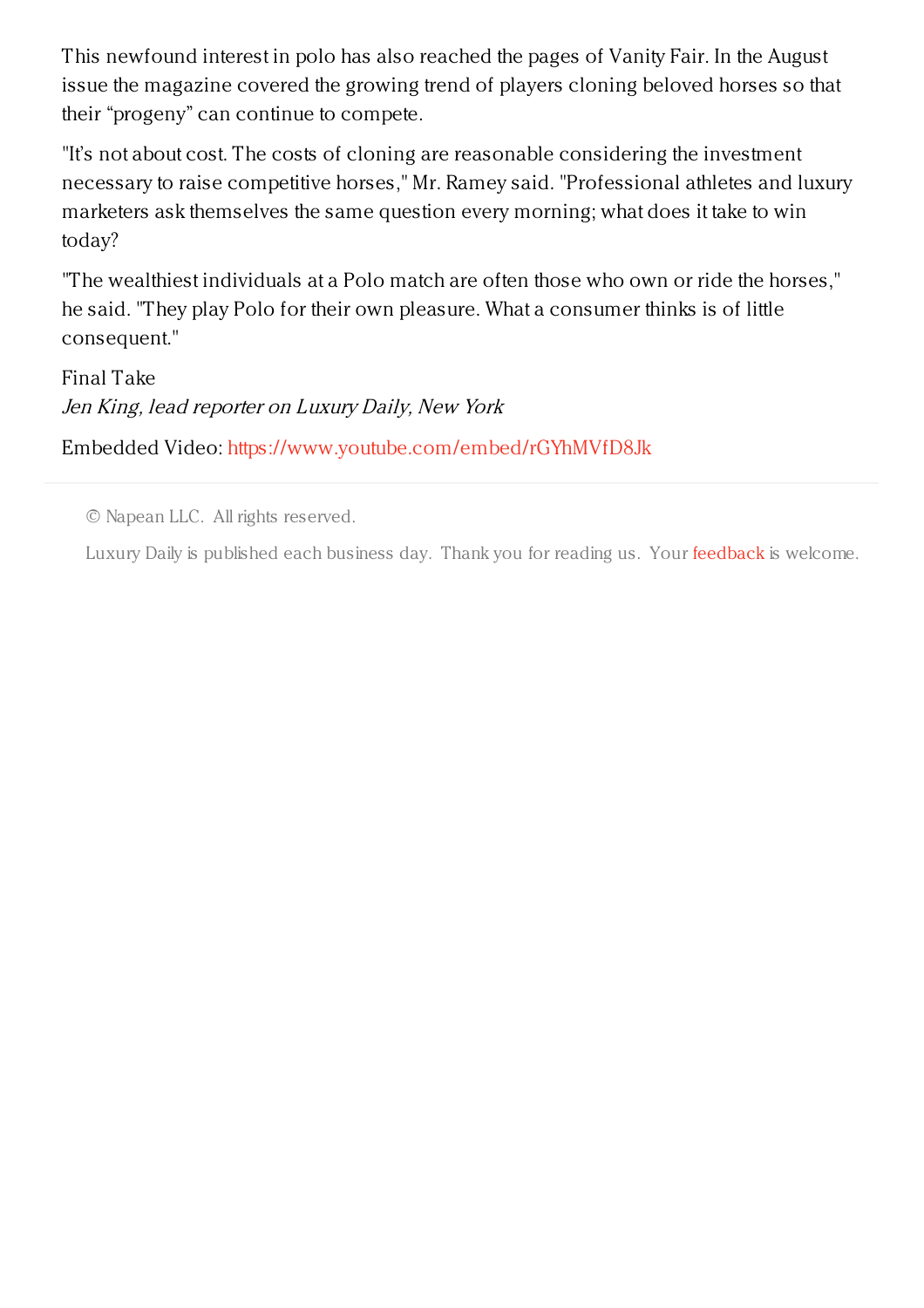This newfound interest in polo has also reached the pages of Vanity Fair. In the August issue the magazine covered the growing trend of players cloning beloved horses so that their "progeny" can continue to compete.

"It's not about cost. The costs of cloning are reasonable considering the investment necessary to raise competitive horses," Mr. Ramey said. "Professional athletes and luxury marketers ask themselves the same question every morning; what does it take to win today?

"The wealthiest individuals at a Polo match are often those who own or ride the horses," he said. "They play Polo for their own pleasure. What a consumer thinks is of little consequent."

Final Take
*Jen King, lead reporter on Luxury Daily, New York*

Embedded Video: https://www.youtube.com/embed/rGYhMVfD8Jk

© Napean LLC. All rights reserved.

Luxury Daily is published each business day. Thank you for reading us. Your feedback is welcome.